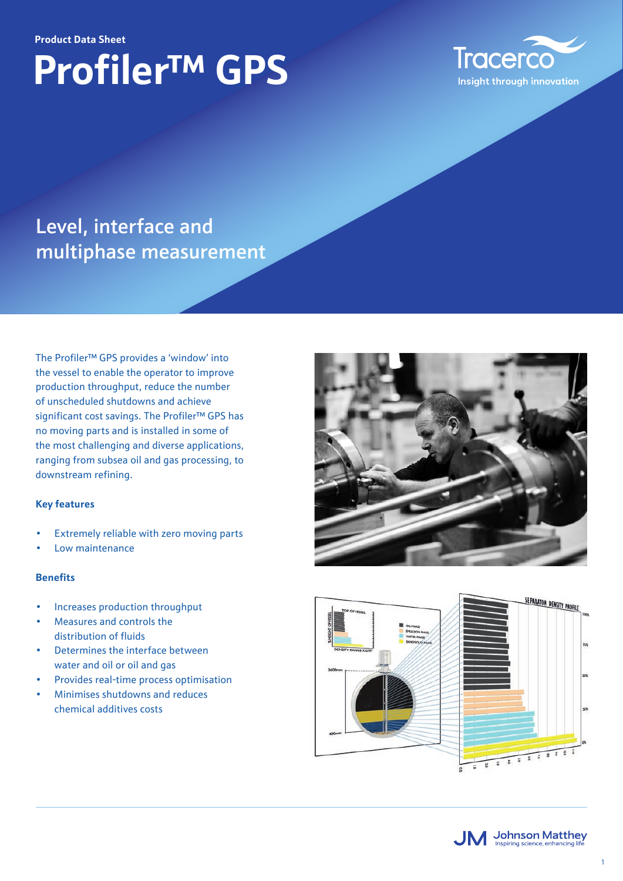Product Data Sheet

# Profiler™ GPS

Tracerco

Insight through innovation

## Level, interface and multiphase measurement

The Profiler™ GPS provides a 'window' into the vessel to enable the operator to improve production throughput, reduce the number of unscheduled shutdowns and achieve significant cost savings. The Profiler™ GPS has no moving parts and is installed in some of the most challenging and diverse applications, ranging from subsea oil and gas processing, to downstream refining.

### Key features

- Extremely reliable with zero moving parts
- Low maintenance

### Benefits

- Increases production throughput
- Measures and controls the distribution of fluids
- Determines the interface between water and oil or oil and gas
- Provides real-time process optimisation
- Minimises shutdowns and reduces chemical additives costs

Johnson Matthey

Inspiring science, enhancing life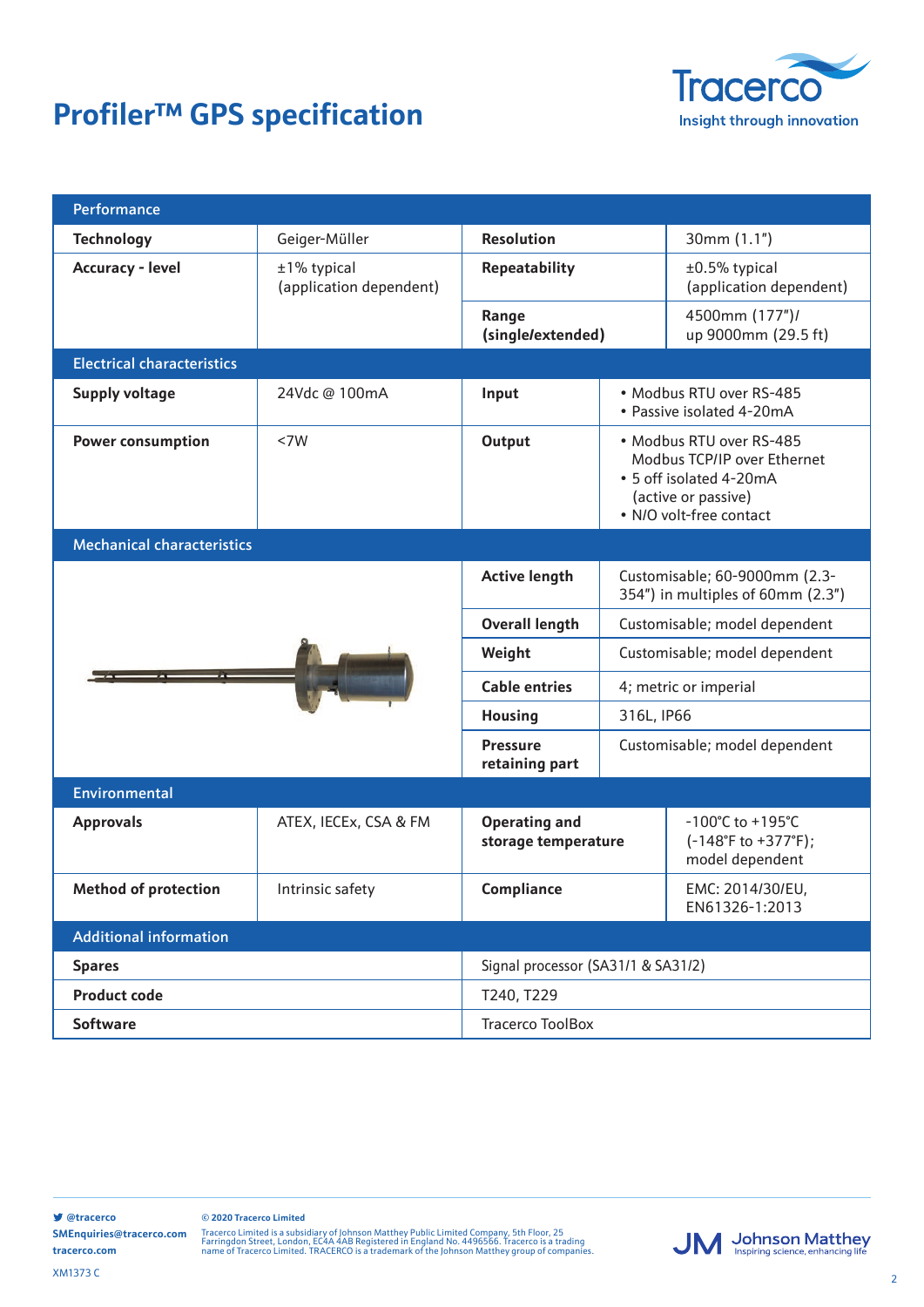# Profiler™ GPS specification

Tracerco
Insight through innovation

| | | | |
|---|---|---|---|
| **Performance** | | | |
| **Technology** | Geiger-Müller | **Resolution** | 30mm (1.1") |
| **Accuracy - level** | ±1% typical (application dependent) | **Repeatability** | ±0.5% typical (application dependent) |
| | | **Range (single/extended)** | 4500mm (177")/ up 9000mm (29.5 ft) |
| **Electrical characteristics** | | | |
| **Supply voltage** | 24Vdc @ 100mA | **Input** | • Modbus RTU over RS-485<br>• Passive isolated 4-20mA |
| **Power consumption** | <7W | **Output** | • Modbus RTU over RS-485 Modbus TCP/IP over Ethernet<br>• 5 off isolated 4-20mA (active or passive)<br>• N/O volt-free contact |
| **Mechanical characteristics** | | | |
| | | **Active length** | Customisable; 60-9000mm (2.3-354") in multiples of 60mm (2.3") |
| | | **Overall length** | Customisable; model dependent |
| | | **Weight** | Customisable; model dependent |
| | | **Cable entries** | 4; metric or imperial |
| | | **Housing** | 316L, IP66 |
| | | **Pressure retaining part** | Customisable; model dependent |
| **Environmental** | | | |
| **Approvals** | ATEX, IECEx, CSA & FM | **Operating and storage temperature** | -100°C to +195°C (-148°F to +377°F); model dependent |
| **Method of protection** | Intrinsic safety | **Compliance** | EMC: 2014/30/EU, EN61326-1:2013 |
| **Additional information** | | | |
| **Spares** | | Signal processor (SA31/1 & SA31/2) | |
| **Product code** | | T240, T229 | |
| **Software** | | Tracerco ToolBox | |

@tracerco
SMEnquiries@tracerco.com
tracerco.com

XM1373 C

**© 2020 Tracerco Limited**

Tracerco Limited is a subsidiary of Johnson Matthey Public Limited Company, 5th Floor, 25 Farringdon Street, London, EC4A 4AB Registered in England No. 4496566. Tracerco is a trading name of Tracerco Limited. TRACERCO is a trademark of the Johnson Matthey group of companies.

JM Johnson Matthey
Inspiring science, enhancing life